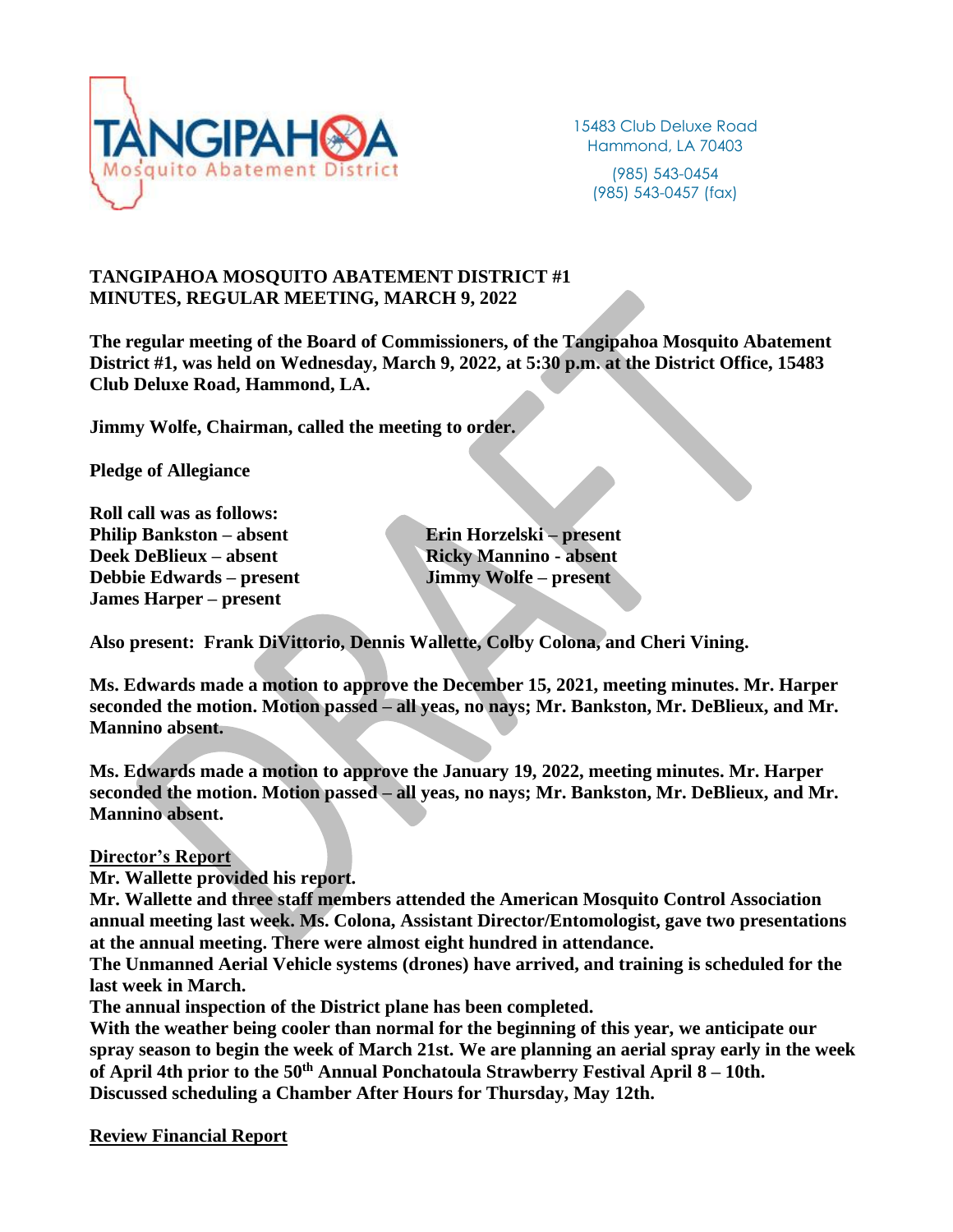TANGIPAHOA Mosquito Abatement District

15483 Club Deluxe Road
Hammond, LA 70403

(985) 543-0454
(985) 543-0457 (fax)

**TANGIPAHOA MOSQUITO ABATEMENT DISTRICT #1**
**MINUTES, REGULAR MEETING, MARCH 9, 2022**

**The regular meeting of the Board of Commissioners, of the Tangipahoa Mosquito Abatement District #1, was held on Wednesday, March 9, 2022, at 5:30 p.m. at the District Office, 15483 Club Deluxe Road, Hammond, LA.**

**Jimmy Wolfe, Chairman, called the meeting to order.**

**Pledge of Allegiance**

**Roll call was as follows:**
**Philip Bankston – absent**
**Deek DeBlieux – absent**
**Debbie Edwards – present**
**James Harper – present**
**Erin Horzelski – present**
**Ricky Mannino - absent**
**Jimmy Wolfe – present**

**Also present: Frank DiVittorio, Dennis Wallette, Colby Colona, and Cheri Vining.**

**Ms. Edwards made a motion to approve the December 15, 2021, meeting minutes. Mr. Harper seconded the motion. Motion passed – all yeas, no nays; Mr. Bankston, Mr. DeBlieux, and Mr. Mannino absent.**

**Ms. Edwards made a motion to approve the January 19, 2022, meeting minutes. Mr. Harper seconded the motion. Motion passed – all yeas, no nays; Mr. Bankston, Mr. DeBlieux, and Mr. Mannino absent.**

**Director's Report**

**Mr. Wallette provided his report.**
**Mr. Wallette and three staff members attended the American Mosquito Control Association annual meeting last week. Ms. Colona, Assistant Director/Entomologist, gave two presentations at the annual meeting. There were almost eight hundred in attendance.**
**The Unmanned Aerial Vehicle systems (drones) have arrived, and training is scheduled for the last week in March.**
**The annual inspection of the District plane has been completed.**
**With the weather being cooler than normal for the beginning of this year, we anticipate our spray season to begin the week of March 21st. We are planning an aerial spray early in the week of April 4th prior to the 50th Annual Ponchatoula Strawberry Festival April 8 – 10th.**
**Discussed scheduling a Chamber After Hours for Thursday, May 12th.**

**Review Financial Report**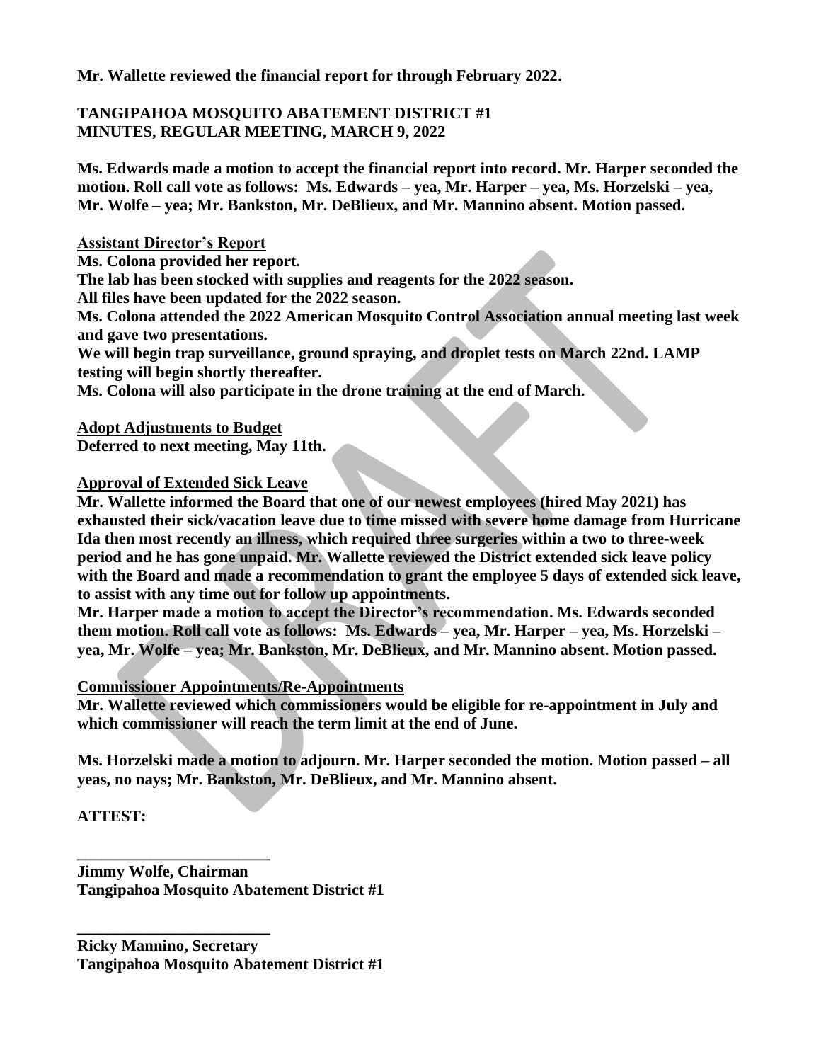**Mr. Wallette reviewed the financial report for through February 2022.**

**TANGIPAHOA MOSQUITO ABATEMENT DISTRICT #1**
**MINUTES, REGULAR MEETING, MARCH 9, 2022**

**Ms. Edwards made a motion to accept the financial report into record. Mr. Harper seconded the motion. Roll call vote as follows: Ms. Edwards – yea, Mr. Harper – yea, Ms. Horzelski – yea, Mr. Wolfe – yea; Mr. Bankston, Mr. DeBlieux, and Mr. Mannino absent. Motion passed.**

**Assistant Director's Report**

**Ms. Colona provided her report.**
**The lab has been stocked with supplies and reagents for the 2022 season.**
**All files have been updated for the 2022 season.**
**Ms. Colona attended the 2022 American Mosquito Control Association annual meeting last week and gave two presentations.**
**We will begin trap surveillance, ground spraying, and droplet tests on March 22nd. LAMP testing will begin shortly thereafter.**
**Ms. Colona will also participate in the drone training at the end of March.**

**Adopt Adjustments to Budget**

**Deferred to next meeting, May 11th.**

**Approval of Extended Sick Leave**

**Mr. Wallette informed the Board that one of our newest employees (hired May 2021) has exhausted their sick/vacation leave due to time missed with severe home damage from Hurricane Ida then most recently an illness, which required three surgeries within a two to three-week period and he has gone unpaid. Mr. Wallette reviewed the District extended sick leave policy with the Board and made a recommendation to grant the employee 5 days of extended sick leave, to assist with any time out for follow up appointments.**
**Mr. Harper made a motion to accept the Director's recommendation. Ms. Edwards seconded them motion. Roll call vote as follows: Ms. Edwards – yea, Mr. Harper – yea, Ms. Horzelski – yea, Mr. Wolfe – yea; Mr. Bankston, Mr. DeBlieux, and Mr. Mannino absent. Motion passed.**

**Commissioner Appointments/Re-Appointments**

**Mr. Wallette reviewed which commissioners would be eligible for re-appointment in July and which commissioner will reach the term limit at the end of June.**

**Ms. Horzelski made a motion to adjourn. Mr. Harper seconded the motion. Motion passed – all yeas, no nays; Mr. Bankston, Mr. DeBlieux, and Mr. Mannino absent.**

**ATTEST:**

**\_\_\_\_\_\_\_\_\_\_\_\_\_\_\_\_\_\_\_\_\_\_\_\_\_**
**Jimmy Wolfe, Chairman**
**Tangipahoa Mosquito Abatement District #1**

**\_\_\_\_\_\_\_\_\_\_\_\_\_\_\_\_\_\_\_\_\_\_\_\_\_**
**Ricky Mannino, Secretary**
**Tangipahoa Mosquito Abatement District #1**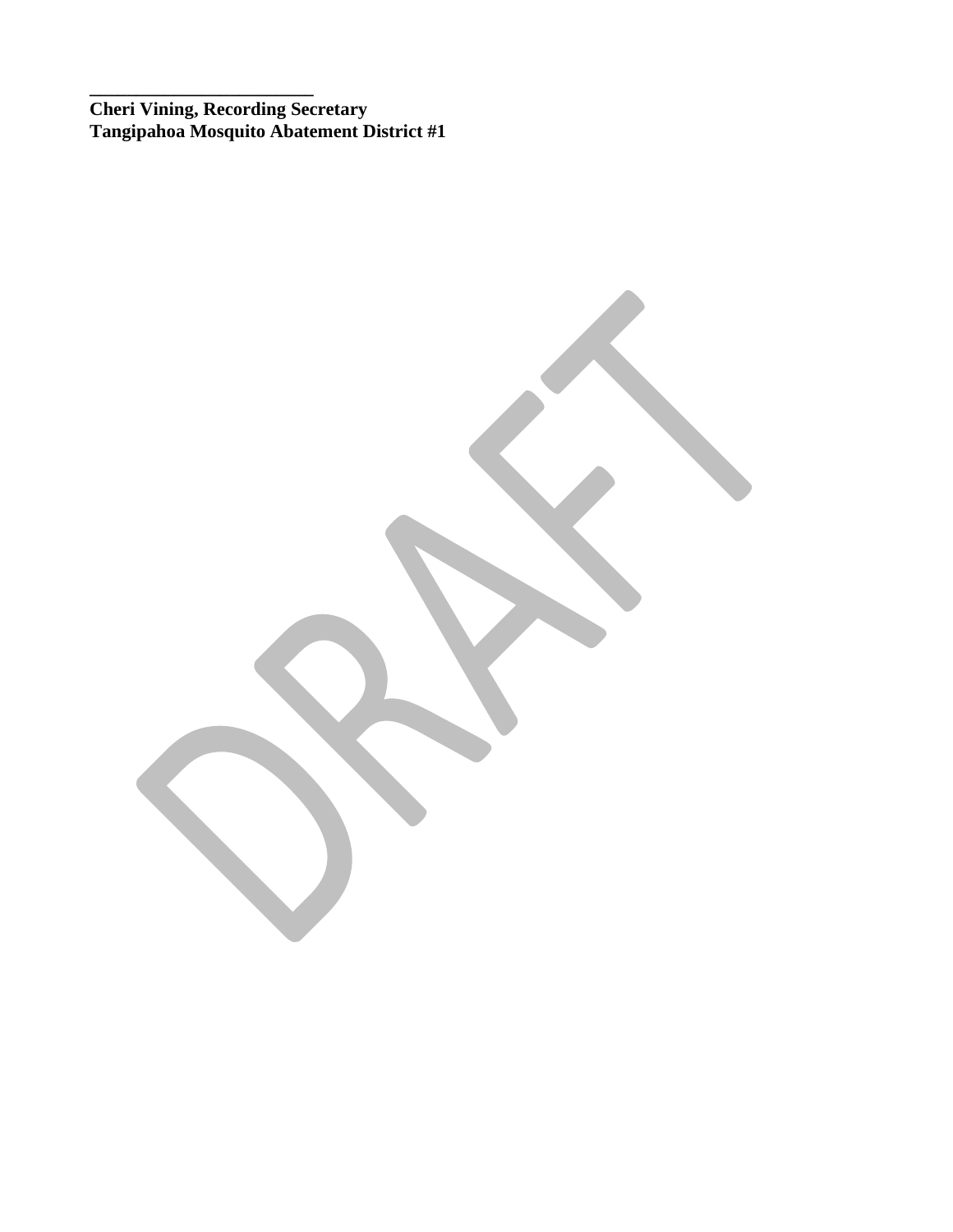\_\_\_\_\_\_\_\_\_\_\_\_\_\_\_\_\_\_\_\_\_\_\_\_\_

**Cheri Vining, Recording Secretary**
**Tangipahoa Mosquito Abatement District #1**

DRAFT